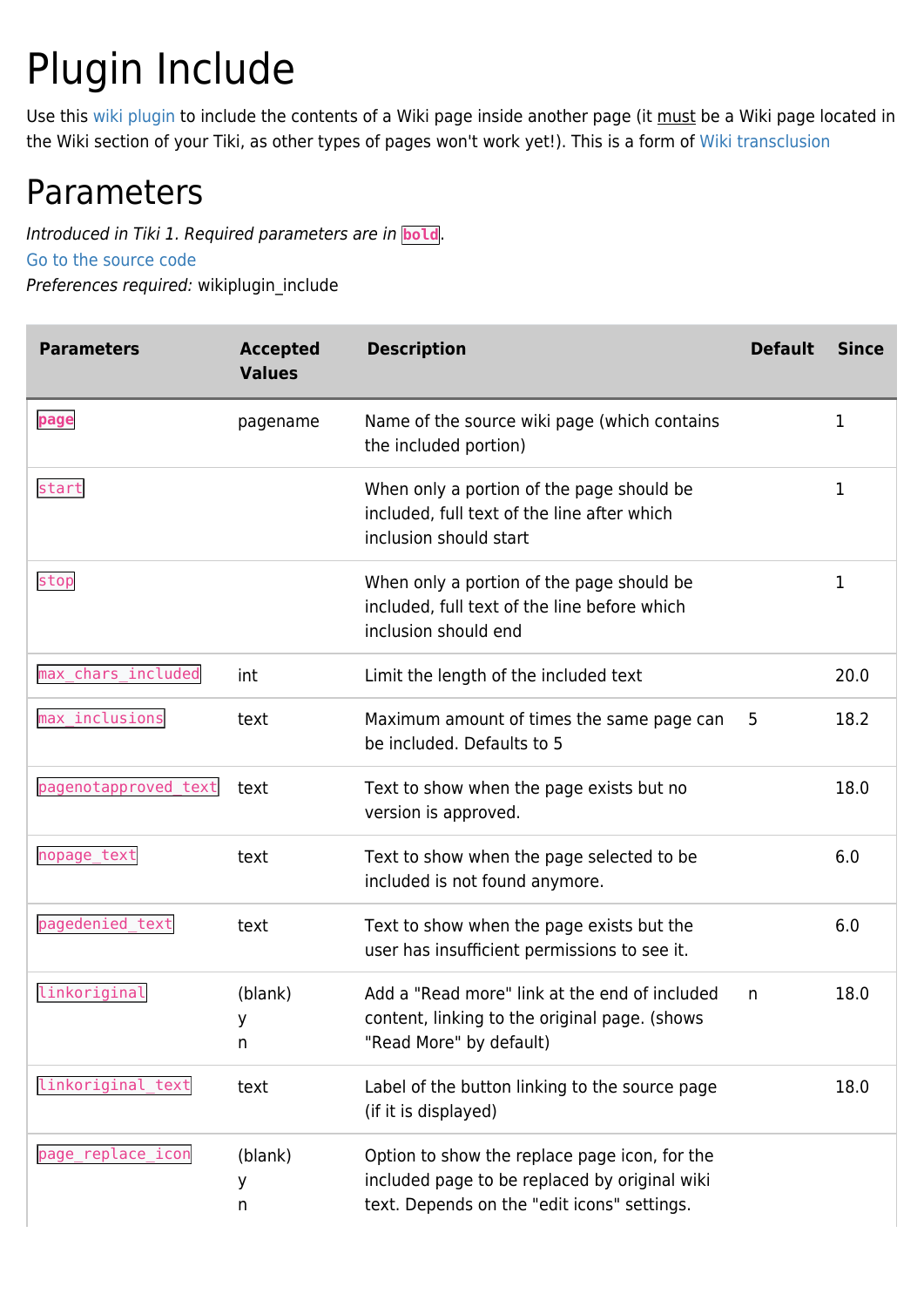# Plugin Include

Use this wiki plugin to include the contents of a Wiki page inside another page (it must be a Wiki page located in the Wiki section of your Tiki, as other types of pages won't work yet!). This is a form of Wiki transclusion

## Parameters

*Introduced in Tiki 1. Required parameters are in* **`bold`**.
Go to the source code
*Preferences required:* wikiplugin_include

| Parameters | Accepted Values | Description | Default | Since |
|---|---|---|---|---|
| **`page`** | pagename | Name of the source wiki page (which contains the included portion) | | 1 |
| `start` | | When only a portion of the page should be included, full text of the line after which inclusion should start | | 1 |
| `stop` | | When only a portion of the page should be included, full text of the line before which inclusion should end | | 1 |
| `max_chars_included` | int | Limit the length of the included text | | 20.0 |
| `max_inclusions` | text | Maximum amount of times the same page can be included. Defaults to 5 | 5 | 18.2 |
| `pagenotapproved_text` | text | Text to show when the page exists but no version is approved. | | 18.0 |
| `nopage_text` | text | Text to show when the page selected to be included is not found anymore. | | 6.0 |
| `pagedenied_text` | text | Text to show when the page exists but the user has insufficient permissions to see it. | | 6.0 |
| `linkoriginal` | (blank)<br>y<br>n | Add a "Read more" link at the end of included content, linking to the original page. (shows "Read More" by default) | n | 18.0 |
| `linkoriginal_text` | text | Label of the button linking to the source page (if it is displayed) | | 18.0 |
| `page_replace_icon` | (blank)<br>y<br>n | Option to show the replace page icon, for the included page to be replaced by original wiki text. Depends on the "edit icons" settings. | | |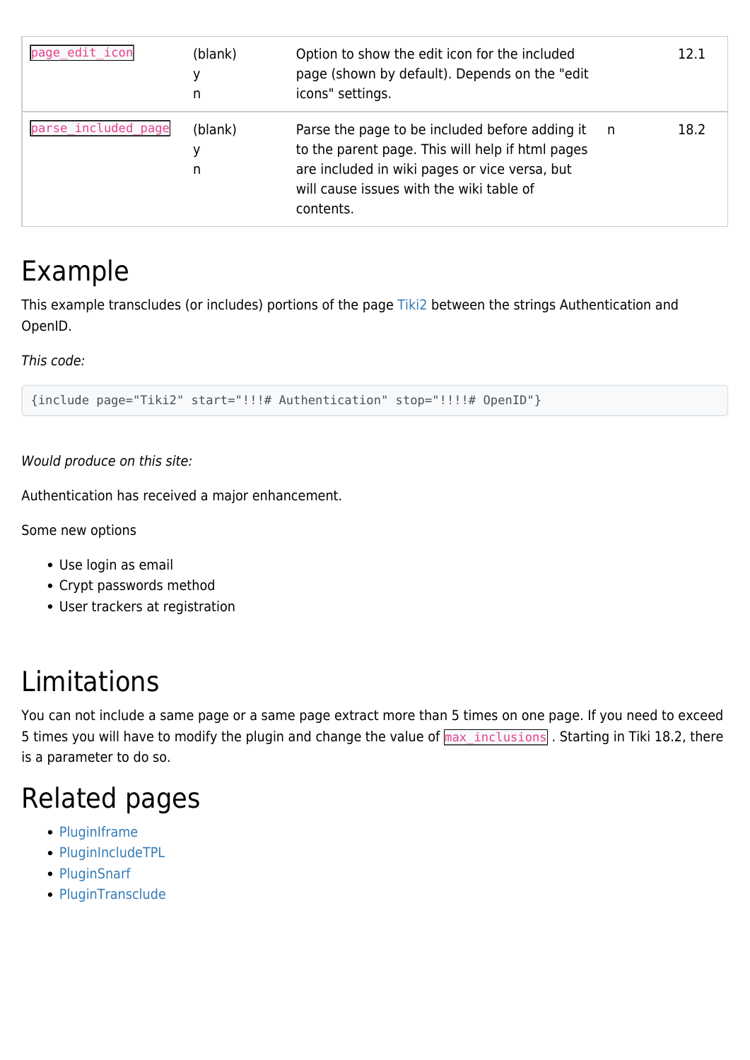| | | | | |
|---|---|---|---|---|
| `page_edit_icon` | (blank)<br>y<br>n | Option to show the edit icon for the included page (shown by default). Depends on the "edit icons" settings. | | 12.1 |
| `parse_included_page` | (blank)<br>y<br>n | Parse the page to be included before adding it to the parent page. This will help if html pages are included in wiki pages or vice versa, but will cause issues with the wiki table of contents. | n | 18.2 |

# Example

This example transcludes (or includes) portions of the page Tiki2 between the strings Authentication and OpenID.

*This code:*

```
{include page="Tiki2" start="!!!# Authentication" stop="!!!!# OpenID"}
```

*Would produce on this site:*

Authentication has received a major enhancement.

Some new options

- Use login as email
- Crypt passwords method
- User trackers at registration

# Limitations

You can not include a same page or a same page extract more than 5 times on one page. If you need to exceed 5 times you will have to modify the plugin and change the value of `max_inclusions` . Starting in Tiki 18.2, there is a parameter to do so.

# Related pages

- PluginIframe
- PluginIncludeTPL
- PluginSnarf
- PluginTransclude